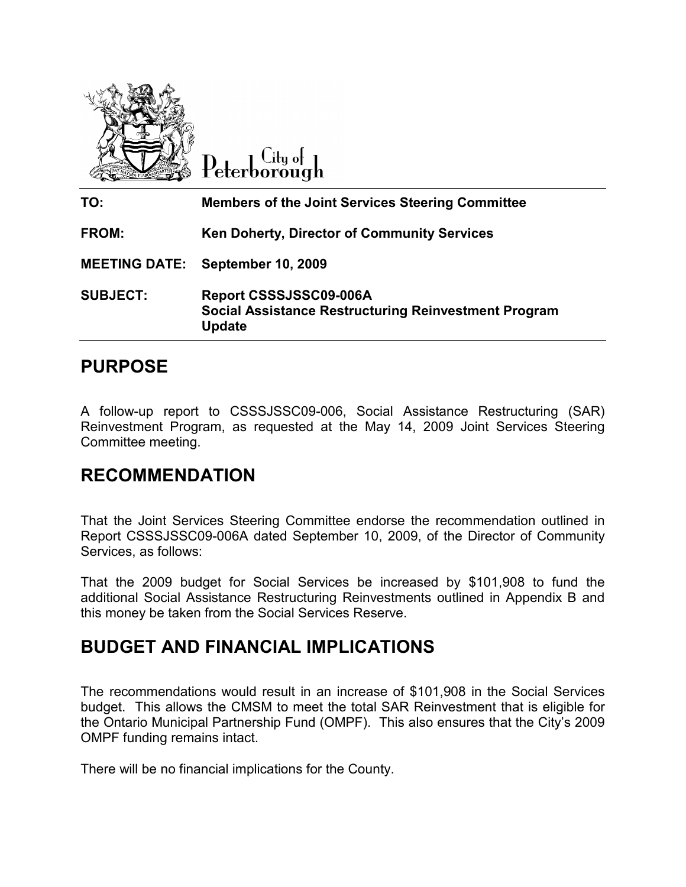City of Peterborough

| | |
|---|---|
| **TO:** | **Members of the Joint Services Steering Committee** |
| **FROM:** | **Ken Doherty, Director of Community Services** |
| **MEETING DATE:** | **September 10, 2009** |
| **SUBJECT:** | **Report CSSSJSSC09-006A**<br>**Social Assistance Restructuring Reinvestment Program Update** |

# PURPOSE

A follow-up report to CSSSJSSC09-006, Social Assistance Restructuring (SAR) Reinvestment Program, as requested at the May 14, 2009 Joint Services Steering Committee meeting.

# RECOMMENDATION

That the Joint Services Steering Committee endorse the recommendation outlined in Report CSSSJSSC09-006A dated September 10, 2009, of the Director of Community Services, as follows:

That the 2009 budget for Social Services be increased by $101,908 to fund the additional Social Assistance Restructuring Reinvestments outlined in Appendix B and this money be taken from the Social Services Reserve.

# BUDGET AND FINANCIAL IMPLICATIONS

The recommendations would result in an increase of $101,908 in the Social Services budget. This allows the CMSM to meet the total SAR Reinvestment that is eligible for the Ontario Municipal Partnership Fund (OMPF). This also ensures that the City's 2009 OMPF funding remains intact.

There will be no financial implications for the County.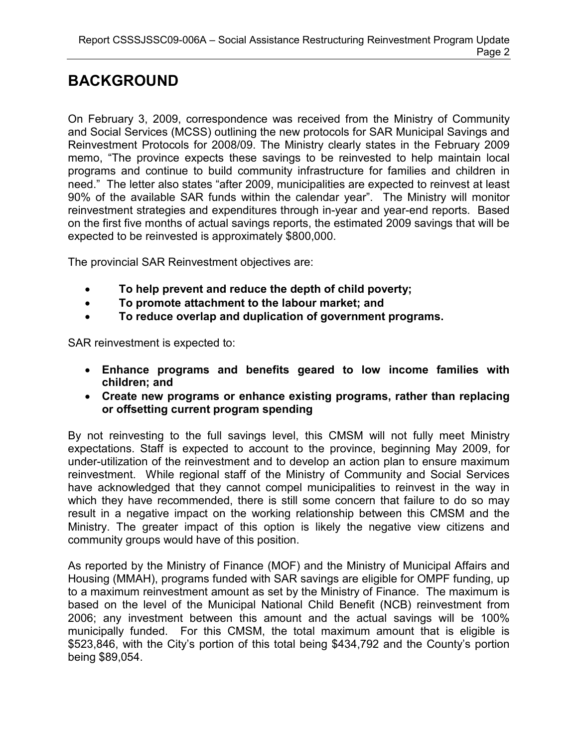# BACKGROUND

On February 3, 2009, correspondence was received from the Ministry of Community and Social Services (MCSS) outlining the new protocols for SAR Municipal Savings and Reinvestment Protocols for 2008/09. The Ministry clearly states in the February 2009 memo, "The province expects these savings to be reinvested to help maintain local programs and continue to build community infrastructure for families and children in need." The letter also states "after 2009, municipalities are expected to reinvest at least 90% of the available SAR funds within the calendar year". The Ministry will monitor reinvestment strategies and expenditures through in-year and year-end reports. Based on the first five months of actual savings reports, the estimated 2009 savings that will be expected to be reinvested is approximately $800,000.

The provincial SAR Reinvestment objectives are:

- **To help prevent and reduce the depth of child poverty;**
- **To promote attachment to the labour market; and**
- **To reduce overlap and duplication of government programs.**

SAR reinvestment is expected to:

- **Enhance programs and benefits geared to low income families with children; and**
- **Create new programs or enhance existing programs, rather than replacing or offsetting current program spending**

By not reinvesting to the full savings level, this CMSM will not fully meet Ministry expectations. Staff is expected to account to the province, beginning May 2009, for under-utilization of the reinvestment and to develop an action plan to ensure maximum reinvestment. While regional staff of the Ministry of Community and Social Services have acknowledged that they cannot compel municipalities to reinvest in the way in which they have recommended, there is still some concern that failure to do so may result in a negative impact on the working relationship between this CMSM and the Ministry. The greater impact of this option is likely the negative view citizens and community groups would have of this position.

As reported by the Ministry of Finance (MOF) and the Ministry of Municipal Affairs and Housing (MMAH), programs funded with SAR savings are eligible for OMPF funding, up to a maximum reinvestment amount as set by the Ministry of Finance. The maximum is based on the level of the Municipal National Child Benefit (NCB) reinvestment from 2006; any investment between this amount and the actual savings will be 100% municipally funded. For this CMSM, the total maximum amount that is eligible is $523,846, with the City's portion of this total being $434,792 and the County's portion being $89,054.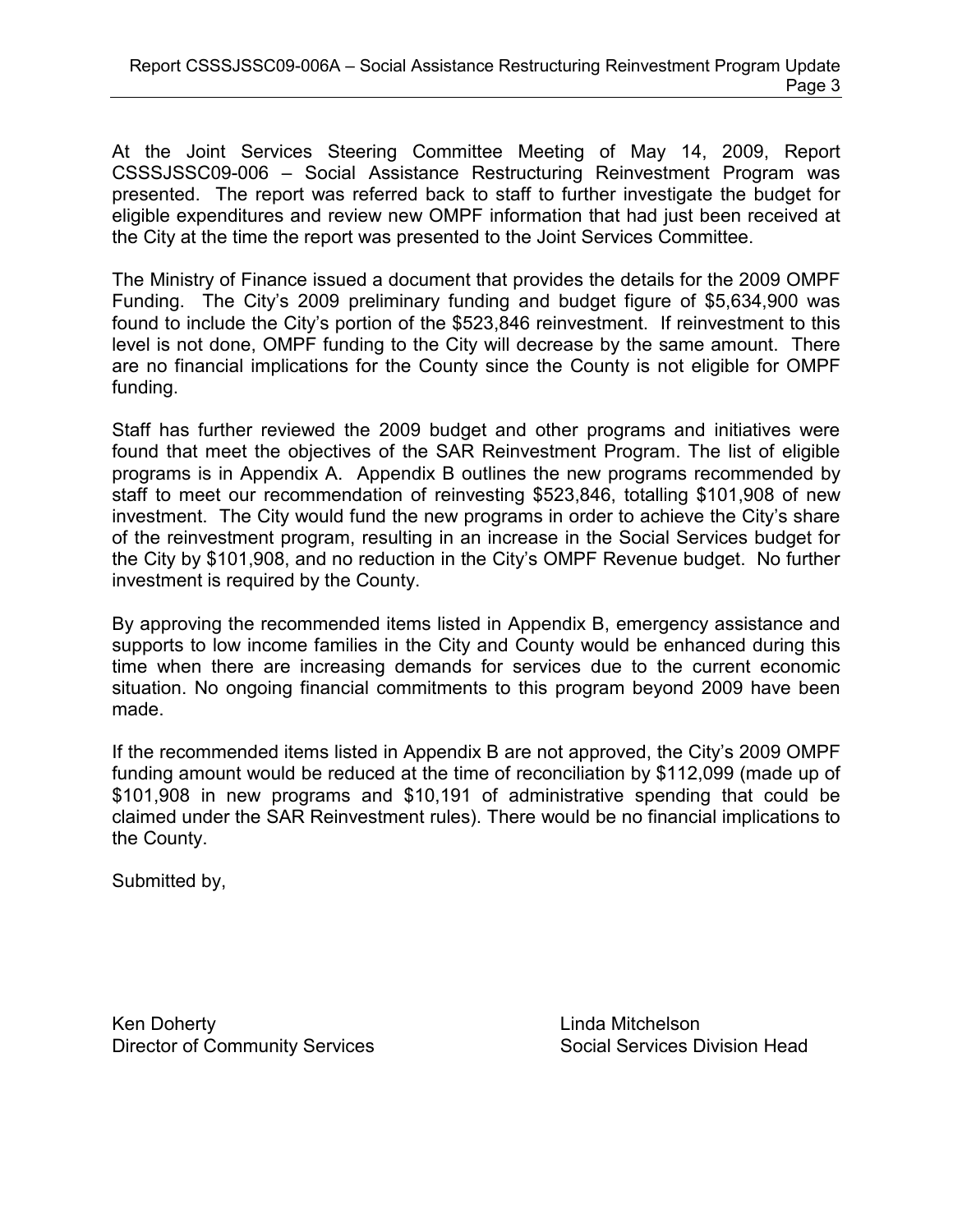At the Joint Services Steering Committee Meeting of May 14, 2009, Report CSSSJSSC09-006 – Social Assistance Restructuring Reinvestment Program was presented. The report was referred back to staff to further investigate the budget for eligible expenditures and review new OMPF information that had just been received at the City at the time the report was presented to the Joint Services Committee.

The Ministry of Finance issued a document that provides the details for the 2009 OMPF Funding. The City's 2009 preliminary funding and budget figure of $5,634,900 was found to include the City's portion of the $523,846 reinvestment. If reinvestment to this level is not done, OMPF funding to the City will decrease by the same amount. There are no financial implications for the County since the County is not eligible for OMPF funding.

Staff has further reviewed the 2009 budget and other programs and initiatives were found that meet the objectives of the SAR Reinvestment Program. The list of eligible programs is in Appendix A. Appendix B outlines the new programs recommended by staff to meet our recommendation of reinvesting $523,846, totalling $101,908 of new investment. The City would fund the new programs in order to achieve the City's share of the reinvestment program, resulting in an increase in the Social Services budget for the City by $101,908, and no reduction in the City's OMPF Revenue budget. No further investment is required by the County.

By approving the recommended items listed in Appendix B, emergency assistance and supports to low income families in the City and County would be enhanced during this time when there are increasing demands for services due to the current economic situation. No ongoing financial commitments to this program beyond 2009 have been made.

If the recommended items listed in Appendix B are not approved, the City's 2009 OMPF funding amount would be reduced at the time of reconciliation by $112,099 (made up of $101,908 in new programs and $10,191 of administrative spending that could be claimed under the SAR Reinvestment rules). There would be no financial implications to the County.

Submitted by,

Ken Doherty
Director of Community Services

Linda Mitchelson
Social Services Division Head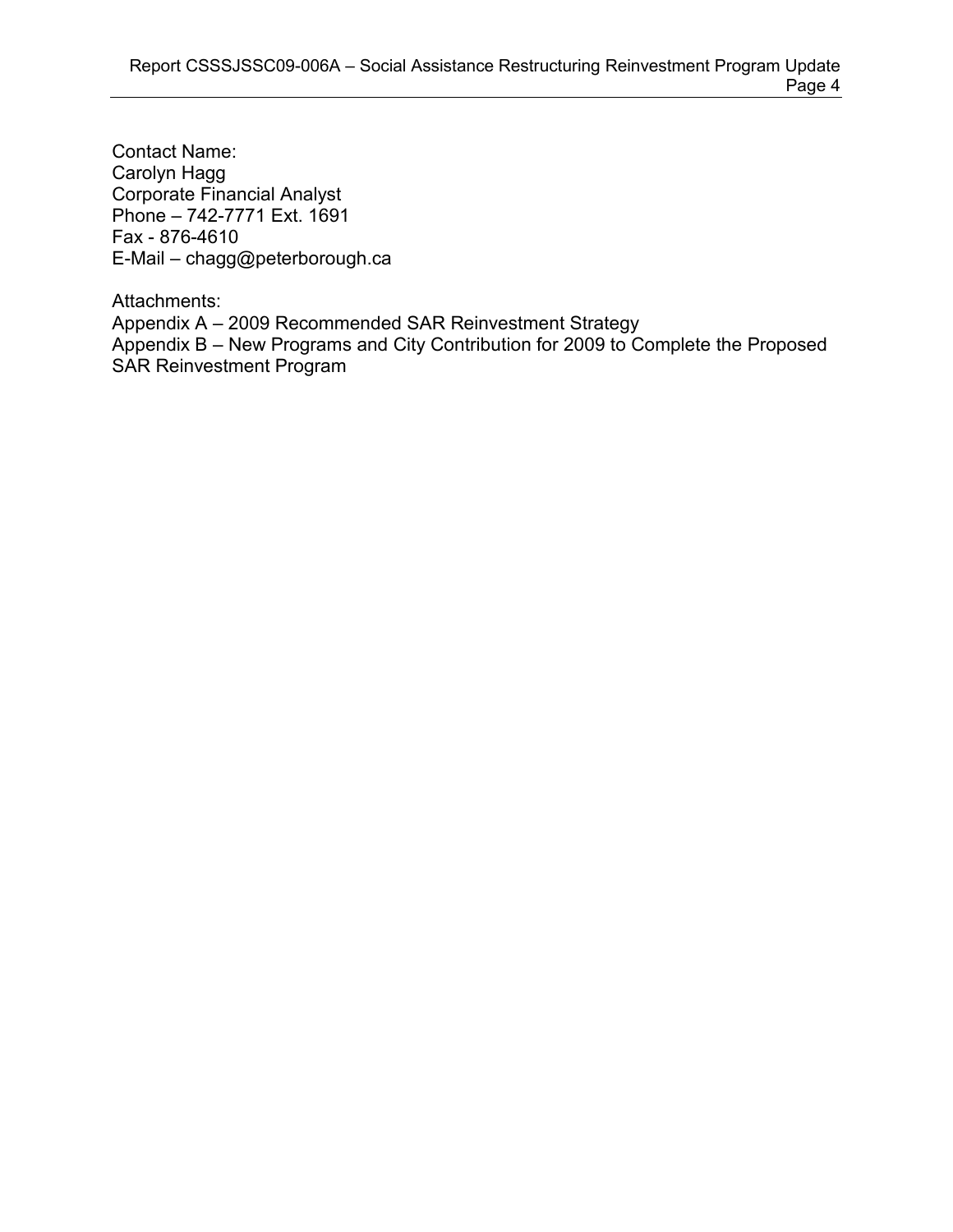Contact Name:
Carolyn Hagg
Corporate Financial Analyst
Phone – 742-7771 Ext. 1691
Fax - 876-4610
E-Mail – chagg@peterborough.ca

Attachments:
Appendix A – 2009 Recommended SAR Reinvestment Strategy
Appendix B – New Programs and City Contribution for 2009 to Complete the Proposed SAR Reinvestment Program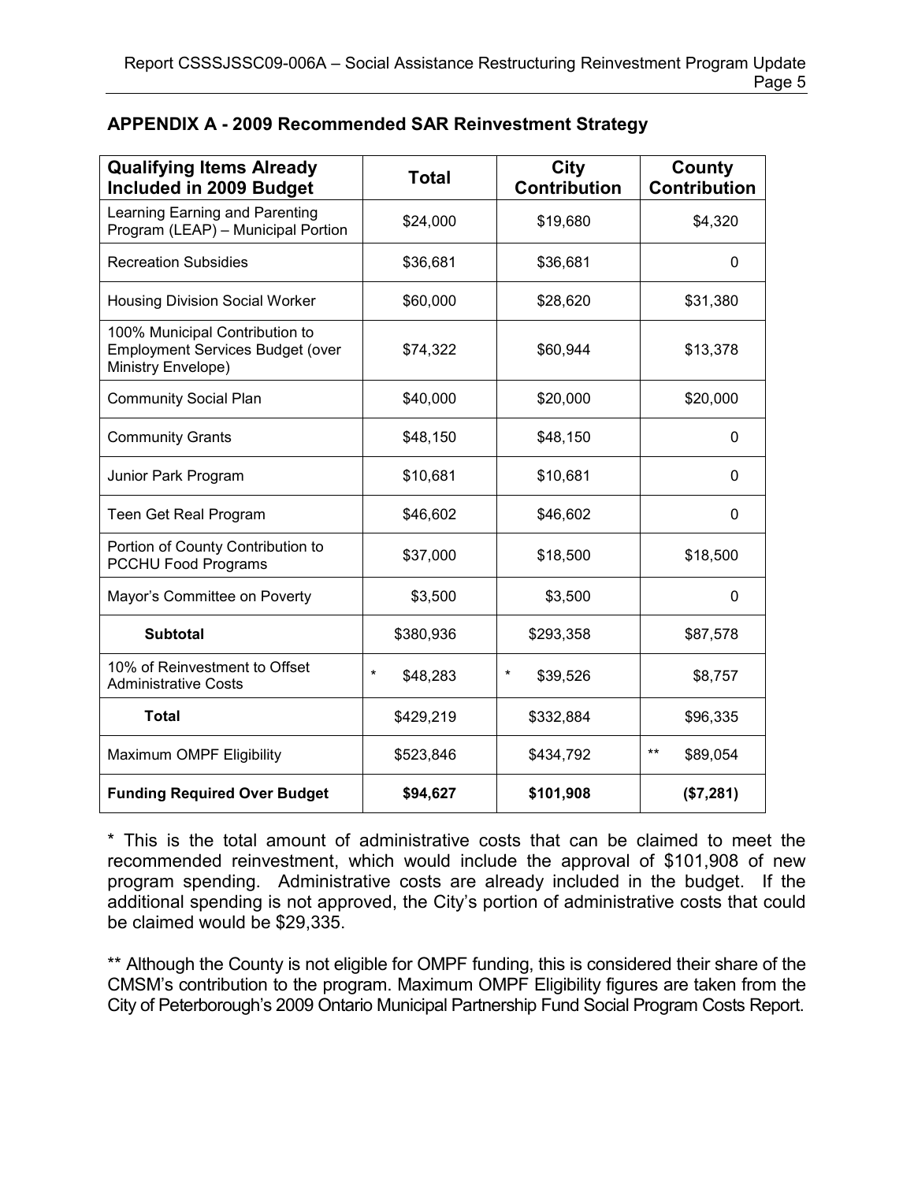## APPENDIX A - 2009 Recommended SAR Reinvestment Strategy

| Qualifying Items Already Included in 2009 Budget | Total | City Contribution | County Contribution |
|---|---|---|---|
| Learning Earning and Parenting Program (LEAP) – Municipal Portion | $24,000 | $19,680 | $4,320 |
| Recreation Subsidies | $36,681 | $36,681 | 0 |
| Housing Division Social Worker | $60,000 | $28,620 | $31,380 |
| 100% Municipal Contribution to Employment Services Budget (over Ministry Envelope) | $74,322 | $60,944 | $13,378 |
| Community Social Plan | $40,000 | $20,000 | $20,000 |
| Community Grants | $48,150 | $48,150 | 0 |
| Junior Park Program | $10,681 | $10,681 | 0 |
| Teen Get Real Program | $46,602 | $46,602 | 0 |
| Portion of County Contribution to PCCHU Food Programs | $37,000 | $18,500 | $18,500 |
| Mayor's Committee on Poverty | $3,500 | $3,500 | 0 |
| **Subtotal** | $380,936 | $293,358 | $87,578 |
| 10% of Reinvestment to Offset Administrative Costs | * $48,283 | * $39,526 | $8,757 |
| **Total** | $429,219 | $332,884 | $96,335 |
| Maximum OMPF Eligibility | $523,846 | $434,792 | ** $89,054 |
| **Funding Required Over Budget** | **$94,627** | **$101,908** | **($7,281)** |

* This is the total amount of administrative costs that can be claimed to meet the recommended reinvestment, which would include the approval of $101,908 of new program spending. Administrative costs are already included in the budget. If the additional spending is not approved, the City's portion of administrative costs that could be claimed would be $29,335.

** Although the County is not eligible for OMPF funding, this is considered their share of the CMSM's contribution to the program. Maximum OMPF Eligibility figures are taken from the City of Peterborough's 2009 Ontario Municipal Partnership Fund Social Program Costs Report.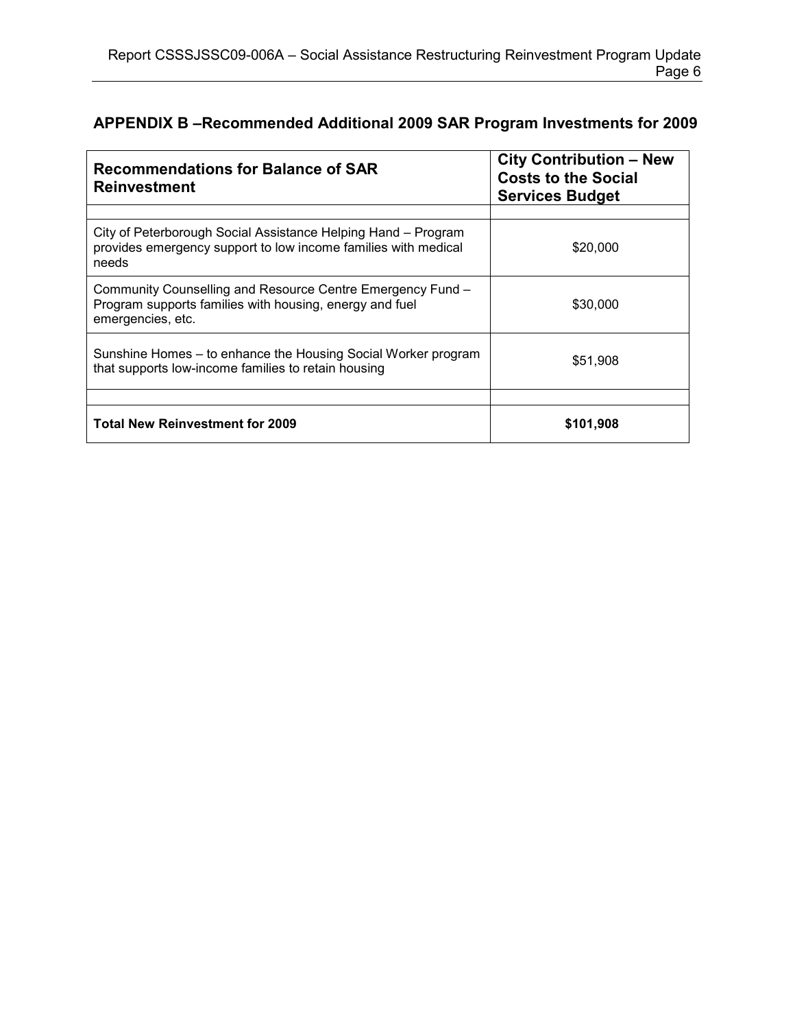## APPENDIX B –Recommended Additional 2009 SAR Program Investments for 2009

| **Recommendations for Balance of SAR Reinvestment** | **City Contribution – New Costs to the Social Services Budget** |
| --- | --- |
| | |
| City of Peterborough Social Assistance Helping Hand – Program provides emergency support to low income families with medical needs | $20,000 |
| Community Counselling and Resource Centre Emergency Fund – Program supports families with housing, energy and fuel emergencies, etc. | $30,000 |
| Sunshine Homes – to enhance the Housing Social Worker program that supports low-income families to retain housing | $51,908 |
| | |
| **Total New Reinvestment for 2009** | **$101,908** |